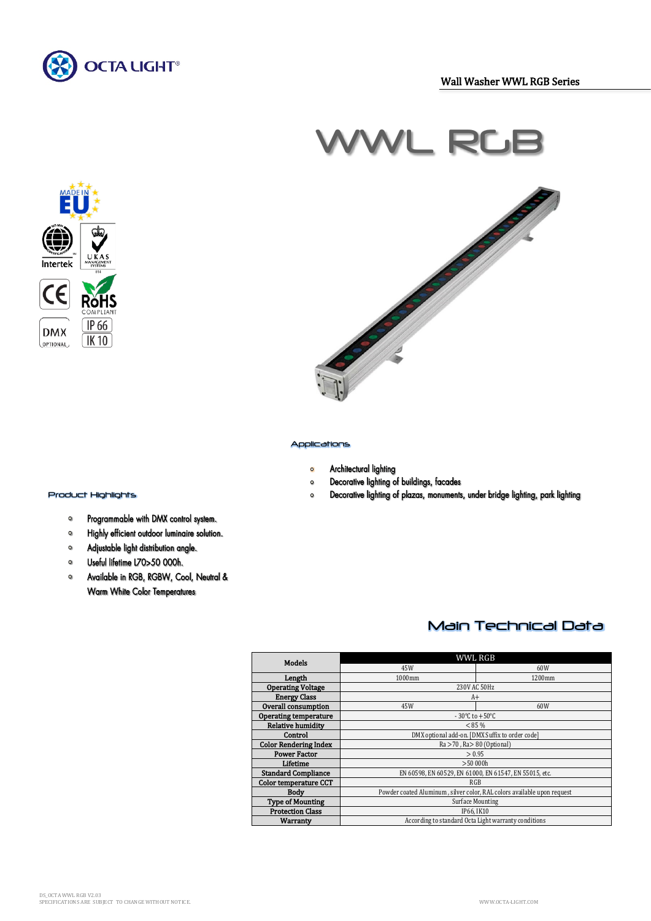OCTA LIGHT®

Wall Washer WWL RGB Series

# WWL RGB

## Applications

- Architectural lighting
- Decorative lighting of buildings, facades
- Decorative lighting of plazas, monuments, under bridge lighting, park lighting

## Product Highlights

- Programmable with DMX control system.
- Highly efficient outdoor luminaire solution.
- Adjustable light distribution angle.
- Useful lifetime L70>50 000h.
- Available in RGB, RGBW, Cool, Neutral & Warm White Color Temperatures

## Main Technical Data

| Models | WWL RGB | |
|---|---|---|
| | 45W | 60W |
| Length | 1000mm | 1200mm |
| Operating Voltage | 230V AC 50Hz | |
| Energy Class | A+ | |
| Overall consumption | 45W | 60W |
| Operating temperature | - 30°C to +50°C | |
| Relative humidity | <85 % | |
| Control | DMX optional add-on. [DMX Suffix to order code] | |
| Color Rendering Index | Ra >70 , Ra> 80 (Optional) | |
| Power Factor | > 0.95 | |
| Lifetime | >50 000h | |
| Standard Compliance | EN 60598, EN 60529, EN 61000, EN 61547, EN 55015, etc. | |
| Color temperature CCT | RGB | |
| Body | Powder coated Aluminum , silver color, RAL colors available upon request | |
| Type of Mounting | Surface Mounting | |
| Protection Class | IP66, IK10 | |
| Warranty | According to standard Octa Light warranty conditions | |

DS_OCTA WWL RGB V2.03
SPECIFICATIONS ARE SUBJECT TO CHANGE WITHOUT NOTICE.

WWW.OCTA-LIGHT.COM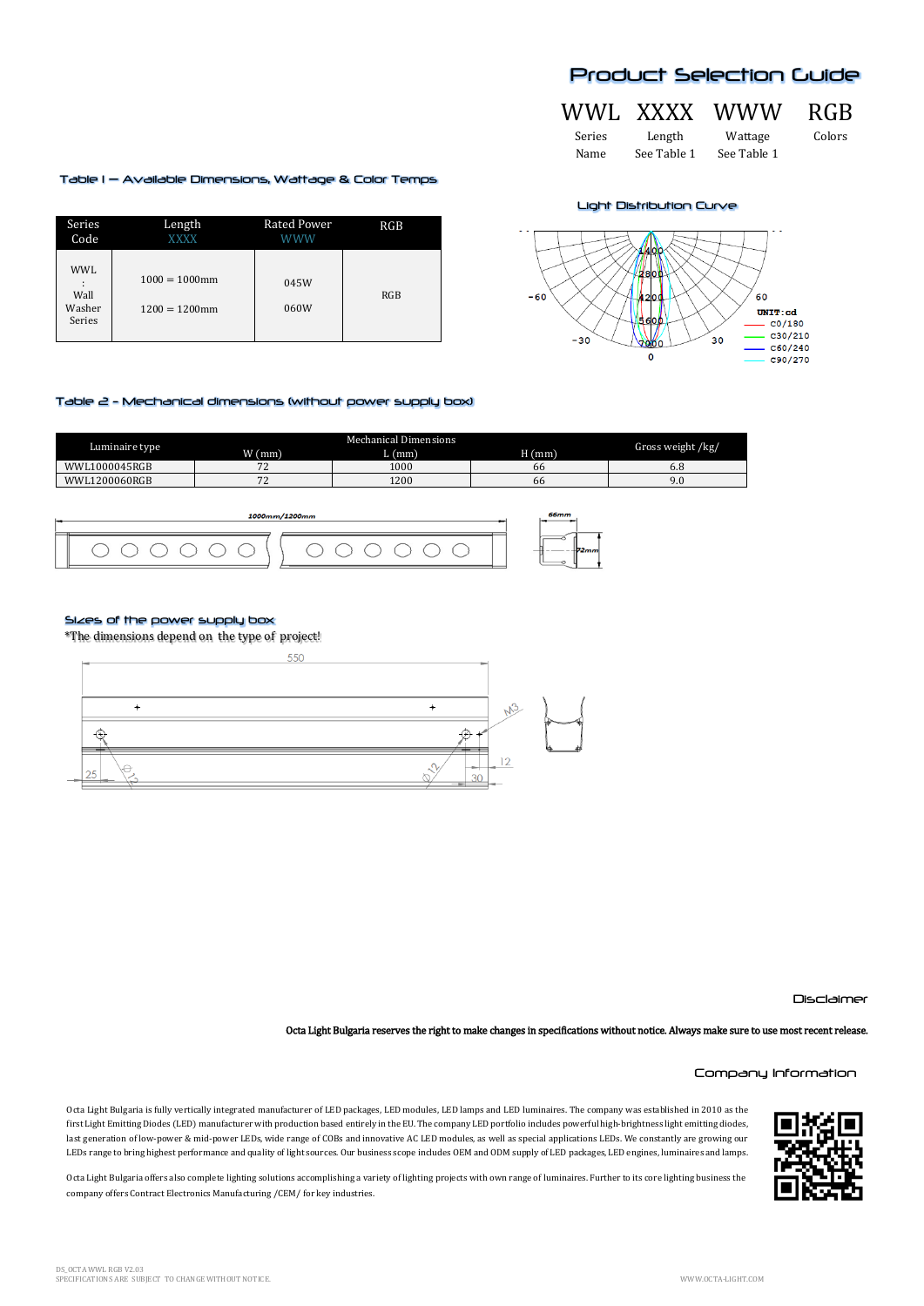## Product Selection Guide

WWL XXXX WWW RGB

Series Name | Length See Table 1 | Wattage See Table 1 | Colors

### Table 1 – Available Dimensions, Wattage & Color Temps

| Series Code | Length XXXX | Rated Power WWW | RGB |
|---|---|---|---|
| WWL : Wall Washer Series | 1000 = 1000mm<br>1200 = 1200mm | 045W<br>060W | RGB |

### Light Distribution Curve

1400
2800
4200
5600
7000
-60
60
-30
30
0
UNIT:cd
C0/180
C30/210
C60/240
C90/270

### Table 2 - Mechanical dimensions (without power supply box)

| Luminaire type | Mechanical Dimensions W (mm) | L (mm) | H (mm) | Gross weight /kg/ |
|---|---|---|---|---|
| WWL1000045RGB | 72 | 1000 | 66 | 6.8 |
| WWL1200060RGB | 72 | 1200 | 66 | 9.0 |

1000mm/1200mm
66mm
72mm

### Sizes of the power supply box

*The dimensions depend on the type of project!

550
M3
12
25
Ø12
Ø12
30

### Disclaimer

**Octa Light Bulgaria reserves the right to make changes in specifications without notice. Always make sure to use most recent release.**

### Company Information

Octa Light Bulgaria is fully vertically integrated manufacturer of LED packages, LED modules, LED lamps and LED luminaires. The company was established in 2010 as the first Light Emitting Diodes (LED) manufacturer with production based entirely in the EU. The company LED portfolio includes powerful high-brightness light emitting diodes, last generation of low-power & mid-power LEDs, wide range of COBs and innovative AC LED modules, as well as special applications LEDs. We constantly are growing our LEDs range to bring highest performance and quality of light sources. Our business scope includes OEM and ODM supply of LED packages, LED engines, luminaires and lamps.

Octa Light Bulgaria offers also complete lighting solutions accomplishing a variety of lighting projects with own range of luminaires. Further to its core lighting business the company offers Contract Electronics Manufacturing /CEM/ for key industries.